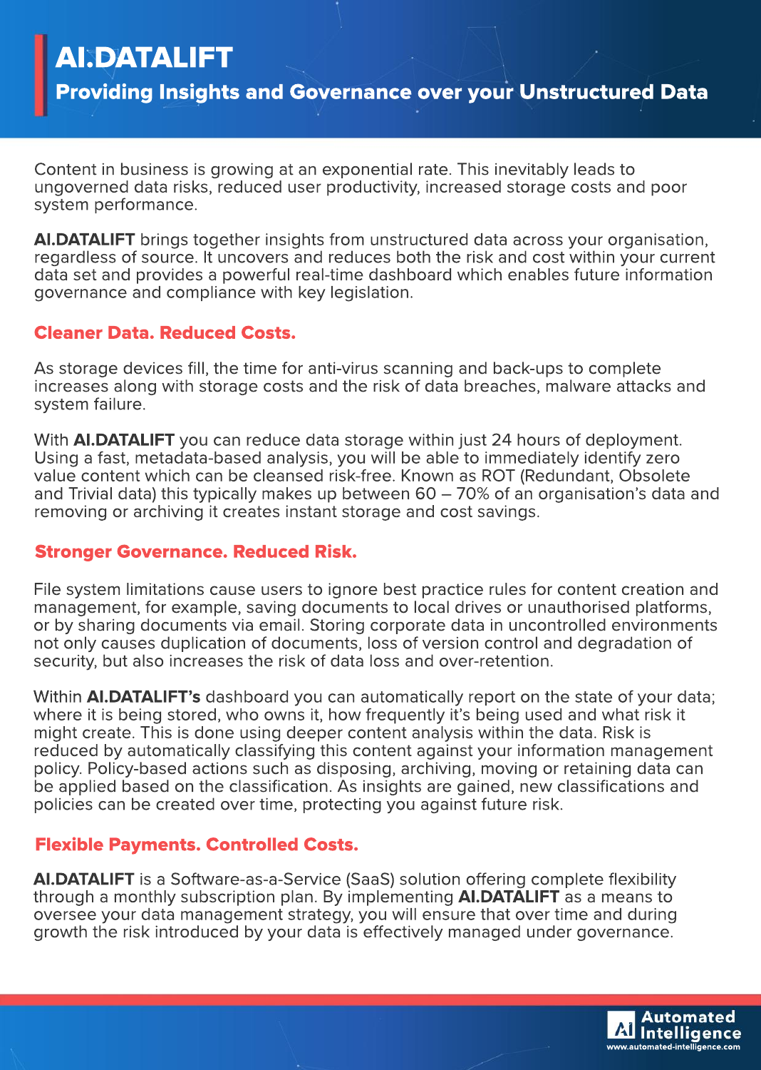# AI.DATALIFT

## Providing Insights and Governance over your Unstructured Data

Content in business is growing at an exponential rate. This inevitably leads to ungoverned data risks, reduced user productivity, increased storage costs and poor system performance.

**AI.DATALIFT** brings together insights from unstructured data across your organisation, regardless of source. It uncovers and reduces both the risk and cost within your current data set and provides a powerful real-time dashboard which enables future information governance and compliance with key legislation.

### Cleaner Data. Reduced Costs.

As storage devices fill, the time for anti-virus scanning and back-ups to complete increases along with storage costs and the risk of data breaches, malware attacks and system failure.

With **AI.DATALIFT** you can reduce data storage within just 24 hours of deployment. Using a fast, metadata-based analysis, you will be able to immediately identify zero value content which can be cleansed risk-free. Known as ROT (Redundant, Obsolete and Trivial data) this typically makes up between 60 – 70% of an organisation's data and removing or archiving it creates instant storage and cost savings.

### Stronger Governance. Reduced Risk.

File system limitations cause users to ignore best practice rules for content creation and management, for example, saving documents to local drives or unauthorised platforms, or by sharing documents via email. Storing corporate data in uncontrolled environments not only causes duplication of documents, loss of version control and degradation of security, but also increases the risk of data loss and over-retention.

Within **AI.DATALIFT's** dashboard you can automatically report on the state of your data; where it is being stored, who owns it, how frequently it's being used and what risk it might create. This is done using deeper content analysis within the data. Risk is reduced by automatically classifying this content against your information management policy. Policy-based actions such as disposing, archiving, moving or retaining data can be applied based on the classification. As insights are gained, new classifications and policies can be created over time, protecting you against future risk.

### Flexible Payments. Controlled Costs.

**AI.DATALIFT** is a Software-as-a-Service (SaaS) solution offering complete flexibility through a monthly subscription plan. By implementing **AI.DATALIFT** as a means to oversee your data management strategy, you will ensure that over time and during growth the risk introduced by your data is effectively managed under governance.

Automated Intelligence
www.automated-intelligence.com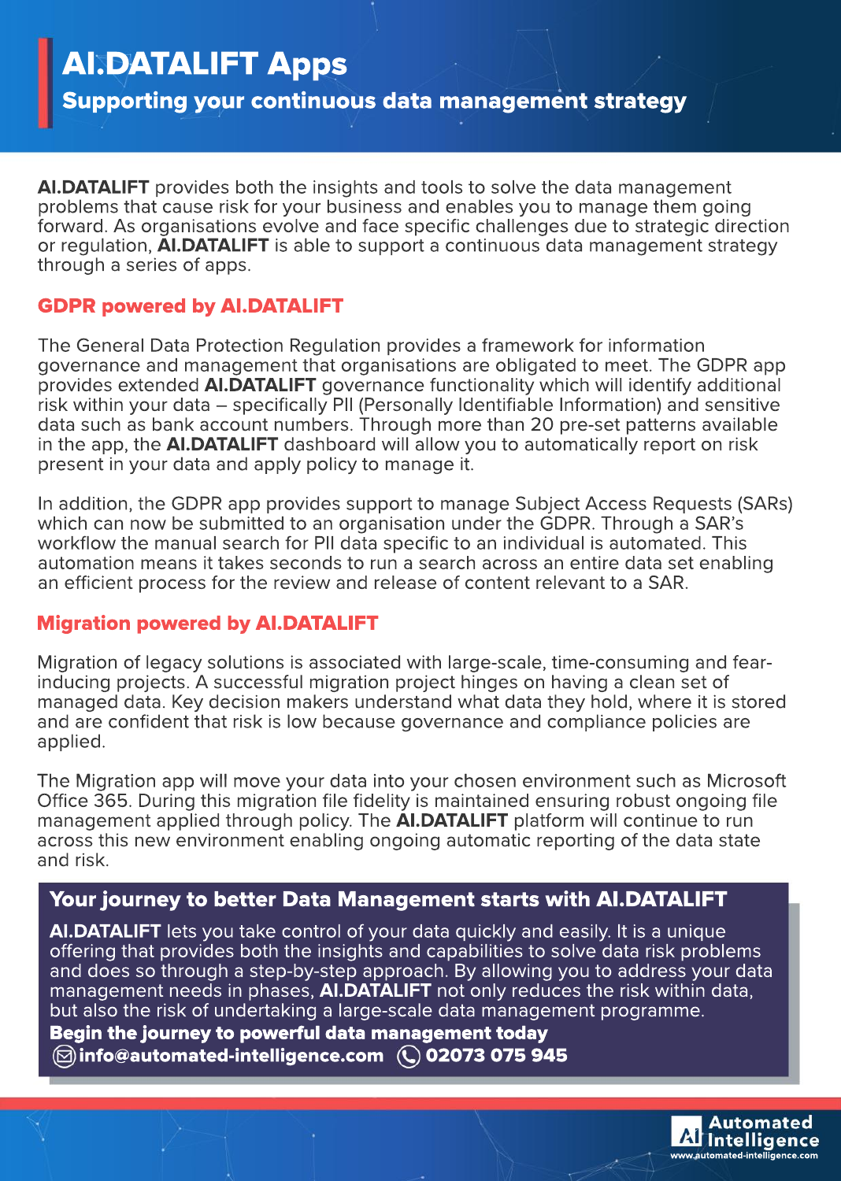# AI.DATALIFT Apps

## Supporting your continuous data management strategy

**AI.DATALIFT** provides both the insights and tools to solve the data management problems that cause risk for your business and enables you to manage them going forward. As organisations evolve and face specific challenges due to strategic direction or regulation, **AI.DATALIFT** is able to support a continuous data management strategy through a series of apps.

### GDPR powered by AI.DATALIFT

The General Data Protection Regulation provides a framework for information governance and management that organisations are obligated to meet. The GDPR app provides extended **AI.DATALIFT** governance functionality which will identify additional risk within your data – specifically PII (Personally Identifiable Information) and sensitive data such as bank account numbers. Through more than 20 pre-set patterns available in the app, the **AI.DATALIFT** dashboard will allow you to automatically report on risk present in your data and apply policy to manage it.

In addition, the GDPR app provides support to manage Subject Access Requests (SARs) which can now be submitted to an organisation under the GDPR. Through a SAR's workflow the manual search for PII data specific to an individual is automated. This automation means it takes seconds to run a search across an entire data set enabling an efficient process for the review and release of content relevant to a SAR.

### Migration powered by AI.DATALIFT

Migration of legacy solutions is associated with large-scale, time-consuming and fear-inducing projects. A successful migration project hinges on having a clean set of managed data. Key decision makers understand what data they hold, where it is stored and are confident that risk is low because governance and compliance policies are applied.

The Migration app will move your data into your chosen environment such as Microsoft Office 365. During this migration file fidelity is maintained ensuring robust ongoing file management applied through policy. The **AI.DATALIFT** platform will continue to run across this new environment enabling ongoing automatic reporting of the data state and risk.

### Your journey to better Data Management starts with AI.DATALIFT

**AI.DATALIFT** lets you take control of your data quickly and easily. It is a unique offering that provides both the insights and capabilities to solve data risk problems and does so through a step-by-step approach. By allowing you to address your data management needs in phases, **AI.DATALIFT** not only reduces the risk within data, but also the risk of undertaking a large-scale data management programme.

**Begin the journey to powerful data management today**

**info@automated-intelligence.com** **02073 075 945**

Automated Intelligence
www.automated-intelligence.com